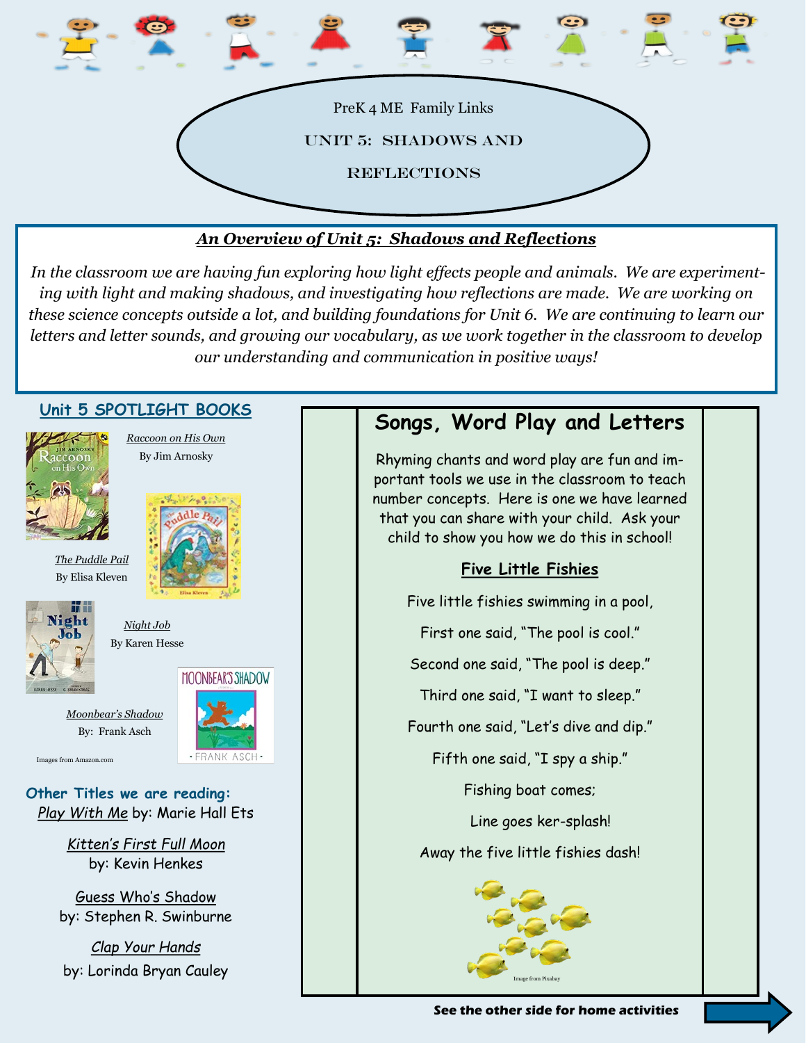# PreK 4 ME Family Links

## Unit 5: Shadows and Reflections

### *An Overview of Unit 5: Shadows and Reflections*

*In the classroom we are having fun exploring how light effects people and animals. We are experimenting with light and making shadows, and investigating how reflections are made. We are working on these science concepts outside a lot, and building foundations for Unit 6. We are continuing to learn our letters and letter sounds, and growing our vocabulary, as we work together in the classroom to develop our understanding and communication in positive ways!*

## Unit 5 SPOTLIGHT BOOKS

*Raccoon on His Own*
By Jim Arnosky

*The Puddle Pail*
By Elisa Kleven

*Night Job*
By Karen Hesse

*Moonbear's Shadow*
By: Frank Asch

Images from Amazon.com

**Other Titles we are reading:**

*Play With Me* by: Marie Hall Ets

*Kitten's First Full Moon*
by: Kevin Henkes

*Guess Who's Shadow*
by: Stephen R. Swinburne

*Clap Your Hands*
by: Lorinda Bryan Cauley

## Songs, Word Play and Letters

Rhyming chants and word play are fun and important tools we use in the classroom to teach number concepts. Here is one we have learned that you can share with your child. Ask your child to show you how we do this in school!

### Five Little Fishies

Five little fishies swimming in a pool,

First one said, "The pool is cool."

Second one said, "The pool is deep."

Third one said, "I want to sleep."

Fourth one said, "Let's dive and dip."

Fifth one said, "I spy a ship."

Fishing boat comes;

Line goes ker-splash!

Away the five little fishies dash!

Image from Pixabay

**See the other side for home activities**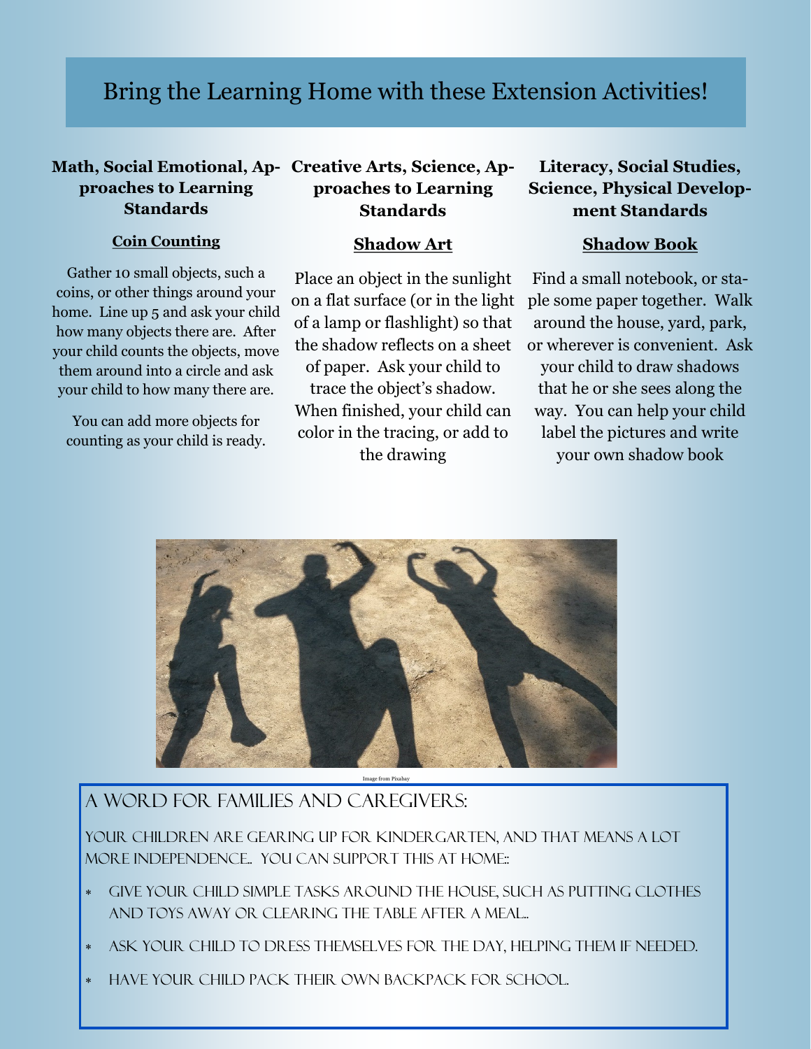# Bring the Learning Home with these Extension Activities!

### Math, Social Emotional, Approaches to Learning Standards

**Coin Counting**

Gather 10 small objects, such a coins, or other things around your home. Line up 5 and ask your child how many objects there are. After your child counts the objects, move them around into a circle and ask your child to how many there are.

You can add more objects for counting as your child is ready.

### Creative Arts, Science, Approaches to Learning Standards

**Shadow Art**

Place an object in the sunlight on a flat surface (or in the light of a lamp or flashlight) so that the shadow reflects on a sheet of paper. Ask your child to trace the object's shadow. When finished, your child can color in the tracing, or add to the drawing

### Literacy, Social Studies, Science, Physical Development Standards

**Shadow Book**

Find a small notebook, or staple some paper together. Walk around the house, yard, park, or wherever is convenient. Ask your child to draw shadows that he or she sees along the way. You can help your child label the pictures and write your own shadow book

Image from Pixabay

## A Word for Families and Caregivers:

Your children are gearing up for kindergarten, and that means a lot more independence.. You can support this at home::

* Give your child simple tasks around the house, such as putting clothes and toys away or clearing the table after a meal..
* Ask your child to dress themselves for the day, helping them if needed.
* Have your child pack their own backpack for school.